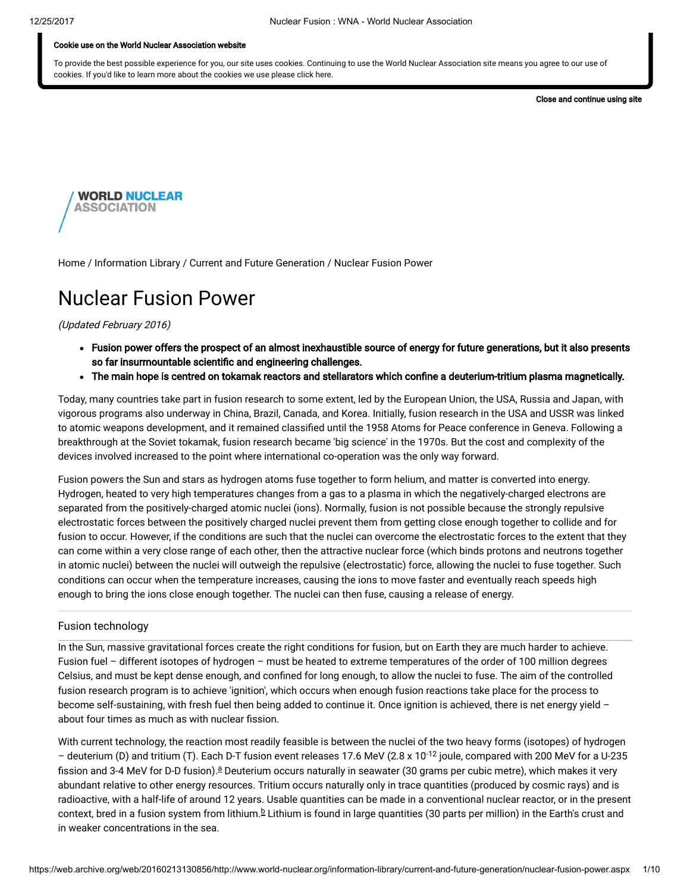Home / Information Library / Current and Future Generation / Nuclear Fusion Power

# Nuclear Fusion Power

*(Updated February 2016)*

- **Fusion power offers the prospect of an almost inexhaustible source of energy for future generations, but it also presents so far insurmountable scientific and engineering challenges.**
- **The main hope is centred on tokamak reactors and stellarators which confine a deuterium-tritium plasma magnetically.**

Today, many countries take part in fusion research to some extent, led by the European Union, the USA, Russia and Japan, with vigorous programs also underway in China, Brazil, Canada, and Korea. Initially, fusion research in the USA and USSR was linked to atomic weapons development, and it remained classified until the 1958 Atoms for Peace conference in Geneva. Following a breakthrough at the Soviet tokamak, fusion research became 'big science' in the 1970s. But the cost and complexity of the devices involved increased to the point where international co-operation was the only way forward.

Fusion powers the Sun and stars as hydrogen atoms fuse together to form helium, and matter is converted into energy. Hydrogen, heated to very high temperatures changes from a gas to a plasma in which the negatively-charged electrons are separated from the positively-charged atomic nuclei (ions). Normally, fusion is not possible because the strongly repulsive electrostatic forces between the positively charged nuclei prevent them from getting close enough together to collide and for fusion to occur. However, if the conditions are such that the nuclei can overcome the electrostatic forces to the extent that they can come within a very close range of each other, then the attractive nuclear force (which binds protons and neutrons together in atomic nuclei) between the nuclei will outweigh the repulsive (electrostatic) force, allowing the nuclei to fuse together. Such conditions can occur when the temperature increases, causing the ions to move faster and eventually reach speeds high enough to bring the ions close enough together. The nuclei can then fuse, causing a release of energy.

## Fusion technology

In the Sun, massive gravitational forces create the right conditions for fusion, but on Earth they are much harder to achieve. Fusion fuel – different isotopes of hydrogen – must be heated to extreme temperatures of the order of 100 million degrees Celsius, and must be kept dense enough, and confined for long enough, to allow the nuclei to fuse. The aim of the controlled fusion research program is to achieve 'ignition', which occurs when enough fusion reactions take place for the process to become self-sustaining, with fresh fuel then being added to continue it. Once ignition is achieved, there is net energy yield – about four times as much as with nuclear fission.

With current technology, the reaction most readily feasible is between the nuclei of the two heavy forms (isotopes) of hydrogen – deuterium (D) and tritium (T). Each D-T fusion event releases 17.6 MeV ($2.8 \times 10^{-12}$ joule, compared with 200 MeV for a U-235 fission and 3-4 MeV for D-D fusion).[a] Deuterium occurs naturally in seawater (30 grams per cubic metre), which makes it very abundant relative to other energy resources. Tritium occurs naturally only in trace quantities (produced by cosmic rays) and is radioactive, with a half-life of around 12 years. Usable quantities can be made in a conventional nuclear reactor, or in the present context, bred in a fusion system from lithium.[b] Lithium is found in large quantities (30 parts per million) in the Earth's crust and in weaker concentrations in the sea.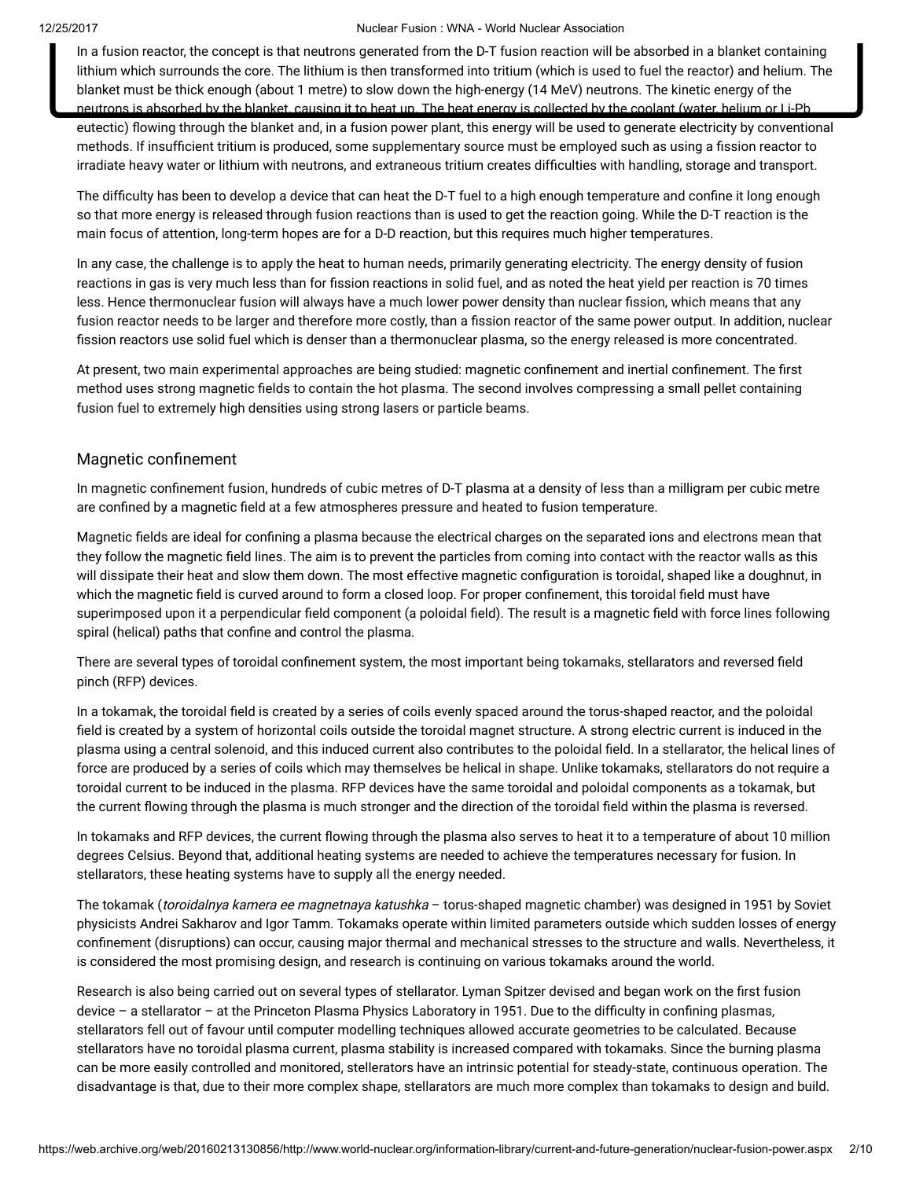In a fusion reactor, the concept is that neutrons generated from the D-T fusion reaction will be absorbed in a blanket containing lithium which surrounds the core. The lithium is then transformed into tritium (which is used to fuel the reactor) and helium. The blanket must be thick enough (about 1 metre) to slow down the high-energy (14 MeV) neutrons. The kinetic energy of the neutrons is absorbed by the blanket, causing it to heat up. The heat energy is collected by the coolant (water, helium or Li-Pb eutectic) flowing through the blanket and, in a fusion power plant, this energy will be used to generate electricity by conventional methods. If insufficient tritium is produced, some supplementary source must be employed such as using a fission reactor to irradiate heavy water or lithium with neutrons, and extraneous tritium creates difficulties with handling, storage and transport.

The difficulty has been to develop a device that can heat the D-T fuel to a high enough temperature and confine it long enough so that more energy is released through fusion reactions than is used to get the reaction going. While the D-T reaction is the main focus of attention, long-term hopes are for a D-D reaction, but this requires much higher temperatures.

In any case, the challenge is to apply the heat to human needs, primarily generating electricity. The energy density of fusion reactions in gas is very much less than for fission reactions in solid fuel, and as noted the heat yield per reaction is 70 times less. Hence thermonuclear fusion will always have a much lower power density than nuclear fission, which means that any fusion reactor needs to be larger and therefore more costly, than a fission reactor of the same power output. In addition, nuclear fission reactors use solid fuel which is denser than a thermonuclear plasma, so the energy released is more concentrated.

At present, two main experimental approaches are being studied: magnetic confinement and inertial confinement. The first method uses strong magnetic fields to contain the hot plasma. The second involves compressing a small pellet containing fusion fuel to extremely high densities using strong lasers or particle beams.

## Magnetic confinement

In magnetic confinement fusion, hundreds of cubic metres of D-T plasma at a density of less than a milligram per cubic metre are confined by a magnetic field at a few atmospheres pressure and heated to fusion temperature.

Magnetic fields are ideal for confining a plasma because the electrical charges on the separated ions and electrons mean that they follow the magnetic field lines. The aim is to prevent the particles from coming into contact with the reactor walls as this will dissipate their heat and slow them down. The most effective magnetic configuration is toroidal, shaped like a doughnut, in which the magnetic field is curved around to form a closed loop. For proper confinement, this toroidal field must have superimposed upon it a perpendicular field component (a poloidal field). The result is a magnetic field with force lines following spiral (helical) paths that confine and control the plasma.

There are several types of toroidal confinement system, the most important being tokamaks, stellarators and reversed field pinch (RFP) devices.

In a tokamak, the toroidal field is created by a series of coils evenly spaced around the torus-shaped reactor, and the poloidal field is created by a system of horizontal coils outside the toroidal magnet structure. A strong electric current is induced in the plasma using a central solenoid, and this induced current also contributes to the poloidal field. In a stellarator, the helical lines of force are produced by a series of coils which may themselves be helical in shape. Unlike tokamaks, stellarators do not require a toroidal current to be induced in the plasma. RFP devices have the same toroidal and poloidal components as a tokamak, but the current flowing through the plasma is much stronger and the direction of the toroidal field within the plasma is reversed.

In tokamaks and RFP devices, the current flowing through the plasma also serves to heat it to a temperature of about 10 million degrees Celsius. Beyond that, additional heating systems are needed to achieve the temperatures necessary for fusion. In stellarators, these heating systems have to supply all the energy needed.

The tokamak (*toroidalnya kamera ee magnetnaya katushka* – torus-shaped magnetic chamber) was designed in 1951 by Soviet physicists Andrei Sakharov and Igor Tamm. Tokamaks operate within limited parameters outside which sudden losses of energy confinement (disruptions) can occur, causing major thermal and mechanical stresses to the structure and walls. Nevertheless, it is considered the most promising design, and research is continuing on various tokamaks around the world.

Research is also being carried out on several types of stellarator. Lyman Spitzer devised and began work on the first fusion device – a stellarator – at the Princeton Plasma Physics Laboratory in 1951. Due to the difficulty in confining plasmas, stellarators fell out of favour until computer modelling techniques allowed accurate geometries to be calculated. Because stellarators have no toroidal plasma current, plasma stability is increased compared with tokamaks. Since the burning plasma can be more easily controlled and monitored, stellerators have an intrinsic potential for steady-state, continuous operation. The disadvantage is that, due to their more complex shape, stellarators are much more complex than tokamaks to design and build.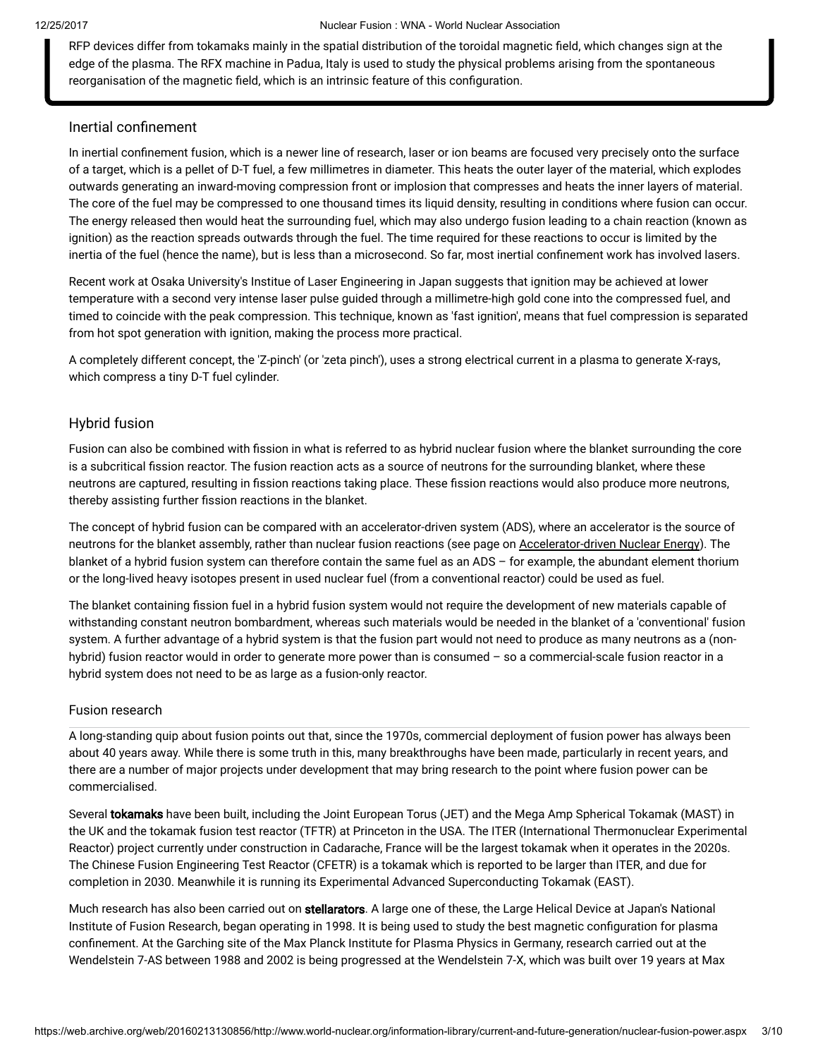RFP devices differ from tokamaks mainly in the spatial distribution of the toroidal magnetic field, which changes sign at the edge of the plasma. The RFX machine in Padua, Italy is used to study the physical problems arising from the spontaneous reorganisation of the magnetic field, which is an intrinsic feature of this configuration.

### Inertial confinement

In inertial confinement fusion, which is a newer line of research, laser or ion beams are focused very precisely onto the surface of a target, which is a pellet of D-T fuel, a few millimetres in diameter. This heats the outer layer of the material, which explodes outwards generating an inward-moving compression front or implosion that compresses and heats the inner layers of material. The core of the fuel may be compressed to one thousand times its liquid density, resulting in conditions where fusion can occur. The energy released then would heat the surrounding fuel, which may also undergo fusion leading to a chain reaction (known as ignition) as the reaction spreads outwards through the fuel. The time required for these reactions to occur is limited by the inertia of the fuel (hence the name), but is less than a microsecond. So far, most inertial confinement work has involved lasers.

Recent work at Osaka University's Institue of Laser Engineering in Japan suggests that ignition may be achieved at lower temperature with a second very intense laser pulse guided through a millimetre-high gold cone into the compressed fuel, and timed to coincide with the peak compression. This technique, known as 'fast ignition', means that fuel compression is separated from hot spot generation with ignition, making the process more practical.

A completely different concept, the 'Z-pinch' (or 'zeta pinch'), uses a strong electrical current in a plasma to generate X-rays, which compress a tiny D-T fuel cylinder.

## Hybrid fusion

Fusion can also be combined with fission in what is referred to as hybrid nuclear fusion where the blanket surrounding the core is a subcritical fission reactor. The fusion reaction acts as a source of neutrons for the surrounding blanket, where these neutrons are captured, resulting in fission reactions taking place. These fission reactions would also produce more neutrons, thereby assisting further fission reactions in the blanket.

The concept of hybrid fusion can be compared with an accelerator-driven system (ADS), where an accelerator is the source of neutrons for the blanket assembly, rather than nuclear fusion reactions (see page on Accelerator-driven Nuclear Energy). The blanket of a hybrid fusion system can therefore contain the same fuel as an ADS – for example, the abundant element thorium or the long-lived heavy isotopes present in used nuclear fuel (from a conventional reactor) could be used as fuel.

The blanket containing fission fuel in a hybrid fusion system would not require the development of new materials capable of withstanding constant neutron bombardment, whereas such materials would be needed in the blanket of a 'conventional' fusion system. A further advantage of a hybrid system is that the fusion part would not need to produce as many neutrons as a (non-hybrid) fusion reactor would in order to generate more power than is consumed – so a commercial-scale fusion reactor in a hybrid system does not need to be as large as a fusion-only reactor.

## Fusion research

A long-standing quip about fusion points out that, since the 1970s, commercial deployment of fusion power has always been about 40 years away. While there is some truth in this, many breakthroughs have been made, particularly in recent years, and there are a number of major projects under development that may bring research to the point where fusion power can be commercialised.

Several **tokamaks** have been built, including the Joint European Torus (JET) and the Mega Amp Spherical Tokamak (MAST) in the UK and the tokamak fusion test reactor (TFTR) at Princeton in the USA. The ITER (International Thermonuclear Experimental Reactor) project currently under construction in Cadarache, France will be the largest tokamak when it operates in the 2020s. The Chinese Fusion Engineering Test Reactor (CFETR) is a tokamak which is reported to be larger than ITER, and due for completion in 2030. Meanwhile it is running its Experimental Advanced Superconducting Tokamak (EAST).

Much research has also been carried out on **stellarators**. A large one of these, the Large Helical Device at Japan's National Institute of Fusion Research, began operating in 1998. It is being used to study the best magnetic configuration for plasma confinement. At the Garching site of the Max Planck Institute for Plasma Physics in Germany, research carried out at the Wendelstein 7-AS between 1988 and 2002 is being progressed at the Wendelstein 7-X, which was built over 19 years at Max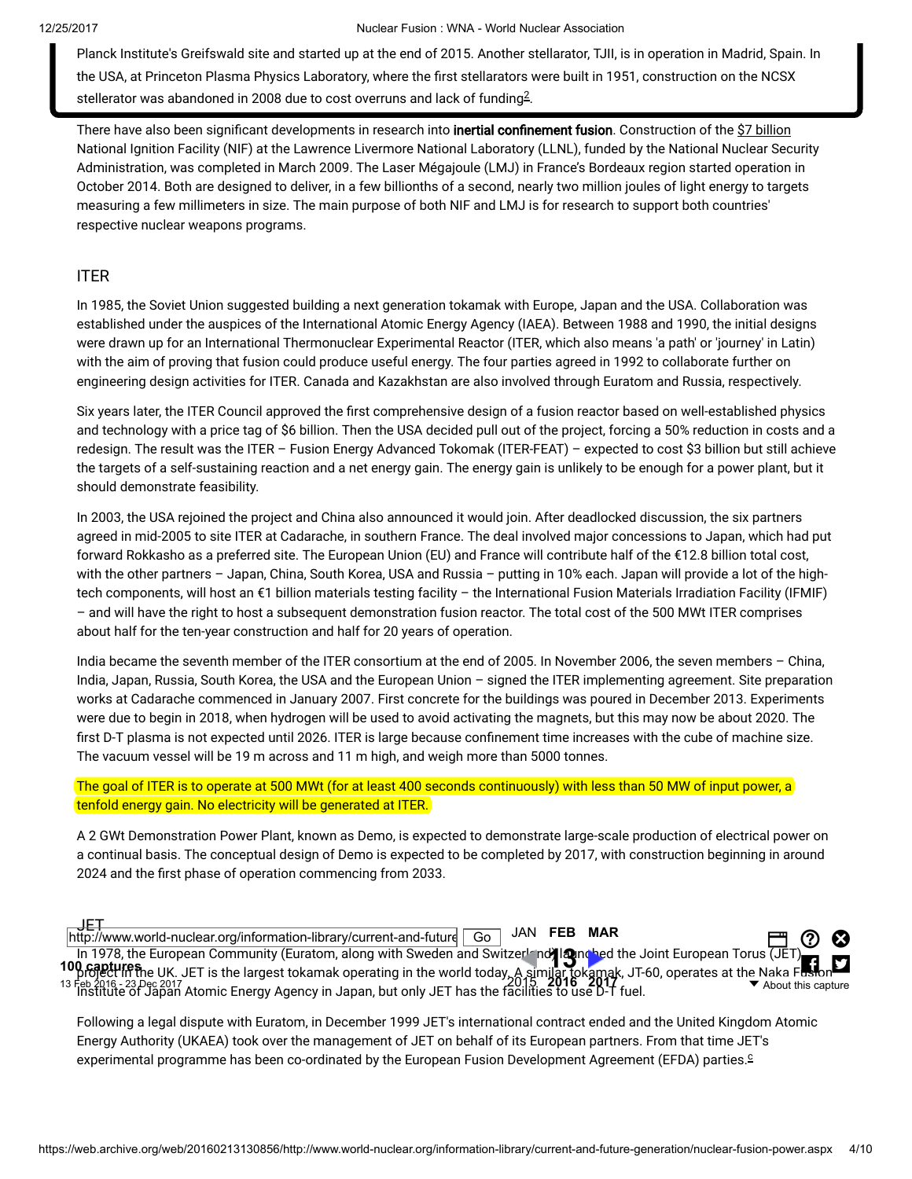Planck Institute's Greifswald site and started up at the end of 2015. Another stellarator, TJII, is in operation in Madrid, Spain. In the USA, at Princeton Plasma Physics Laboratory, where the first stellarators were built in 1951, construction on the NCSX stellerator was abandoned in 2008 due to cost overruns and lack of funding[2].

There have also been significant developments in research into **inertial confinement fusion**. Construction of the $7 billion National Ignition Facility (NIF) at the Lawrence Livermore National Laboratory (LLNL), funded by the National Nuclear Security Administration, was completed in March 2009. The Laser Mégajoule (LMJ) in France's Bordeaux region started operation in October 2014. Both are designed to deliver, in a few billionths of a second, nearly two million joules of light energy to targets measuring a few millimeters in size. The main purpose of both NIF and LMJ is for research to support both countries' respective nuclear weapons programs.

## ITER

In 1985, the Soviet Union suggested building a next generation tokamak with Europe, Japan and the USA. Collaboration was established under the auspices of the International Atomic Energy Agency (IAEA). Between 1988 and 1990, the initial designs were drawn up for an International Thermonuclear Experimental Reactor (ITER, which also means 'a path' or 'journey' in Latin) with the aim of proving that fusion could produce useful energy. The four parties agreed in 1992 to collaborate further on engineering design activities for ITER. Canada and Kazakhstan are also involved through Euratom and Russia, respectively.

Six years later, the ITER Council approved the first comprehensive design of a fusion reactor based on well-established physics and technology with a price tag of $6 billion. Then the USA decided pull out of the project, forcing a 50% reduction in costs and a redesign. The result was the ITER – Fusion Energy Advanced Tokomak (ITER-FEAT) – expected to cost $3 billion but still achieve the targets of a self-sustaining reaction and a net energy gain. The energy gain is unlikely to be enough for a power plant, but it should demonstrate feasibility.

In 2003, the USA rejoined the project and China also announced it would join. After deadlocked discussion, the six partners agreed in mid-2005 to site ITER at Cadarache, in southern France. The deal involved major concessions to Japan, which had put forward Rokkasho as a preferred site. The European Union (EU) and France will contribute half of the €12.8 billion total cost, with the other partners – Japan, China, South Korea, USA and Russia – putting in 10% each. Japan will provide a lot of the high-tech components, will host an €1 billion materials testing facility – the International Fusion Materials Irradiation Facility (IFMIF) – and will have the right to host a subsequent demonstration fusion reactor. The total cost of the 500 MWt ITER comprises about half for the ten-year construction and half for 20 years of operation.

India became the seventh member of the ITER consortium at the end of 2005. In November 2006, the seven members – China, India, Japan, Russia, South Korea, the USA and the European Union – signed the ITER implementing agreement. Site preparation works at Cadarache commenced in January 2007. First concrete for the buildings was poured in December 2013. Experiments were due to begin in 2018, when hydrogen will be used to avoid activating the magnets, but this may now be about 2020. The first D-T plasma is not expected until 2026. ITER is large because confinement time increases with the cube of machine size. The vacuum vessel will be 19 m across and 11 m high, and weigh more than 5000 tonnes.

The goal of ITER is to operate at 500 MWt (for at least 400 seconds continuously) with less than 50 MW of input power, a tenfold energy gain. No electricity will be generated at ITER.

A 2 GWt Demonstration Power Plant, known as Demo, is expected to demonstrate large-scale production of electrical power on a continual basis. The conceptual design of Demo is expected to be completed by 2017, with construction beginning in around 2024 and the first phase of operation commencing from 2033.

## JET

In 1978, the European Community (Euratom, along with Sweden and Switzerland) launched the Joint European Torus (JET) project in the UK. JET is the largest tokamak operating in the world today. A similar tokamak, JT-60, operates at the Naka Fusion Institute of Japan Atomic Energy Agency in Japan, but only JET has the facilities to use D-T fuel.

Following a legal dispute with Euratom, in December 1999 JET's international contract ended and the United Kingdom Atomic Energy Authority (UKAEA) took over the management of JET on behalf of its European partners. From that time JET's experimental programme has been co-ordinated by the European Fusion Development Agreement (EFDA) parties.[c]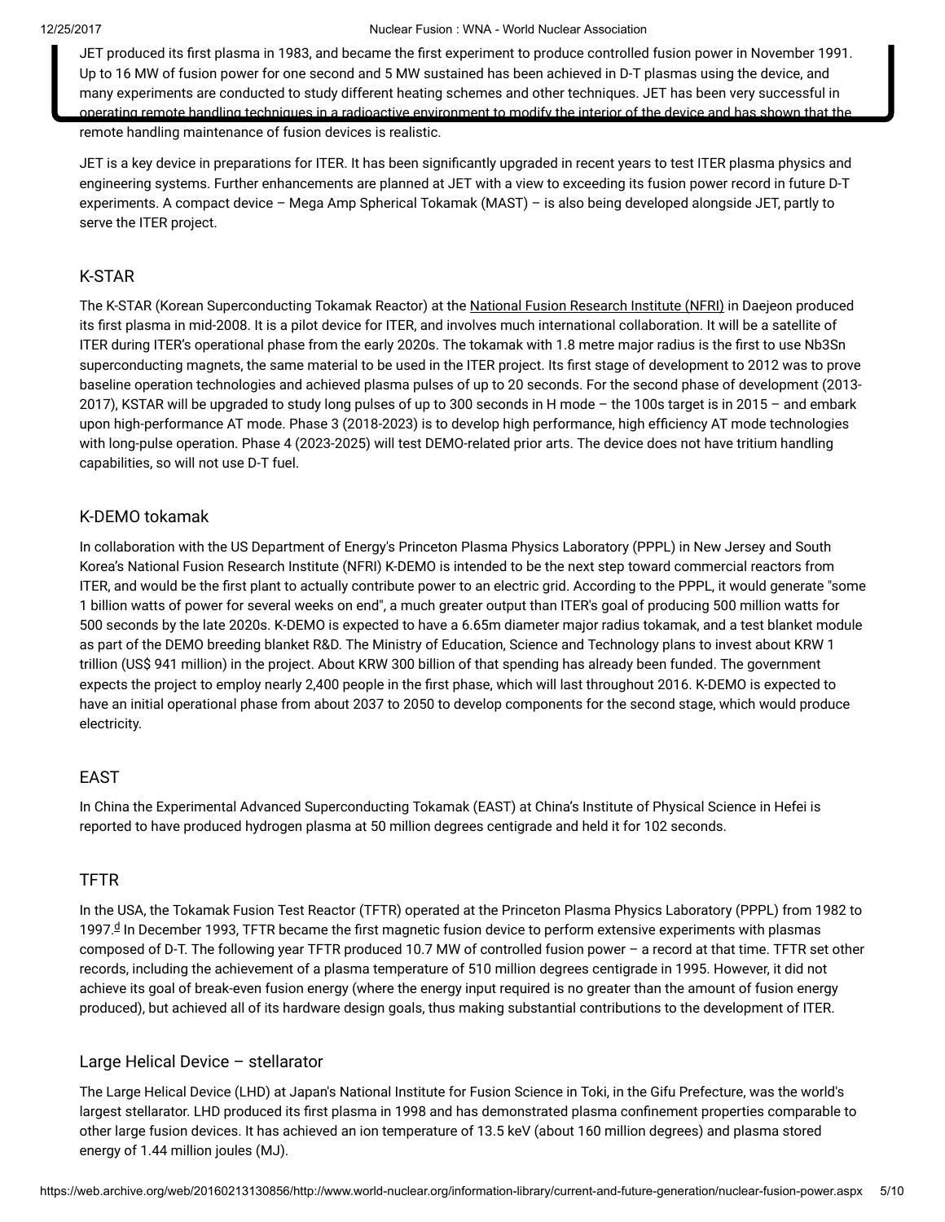JET produced its first plasma in 1983, and became the first experiment to produce controlled fusion power in November 1991. Up to 16 MW of fusion power for one second and 5 MW sustained has been achieved in D-T plasmas using the device, and many experiments are conducted to study different heating schemes and other techniques. JET has been very successful in operating remote handling techniques in a radioactive environment to modify the interior of the device and has shown that the remote handling maintenance of fusion devices is realistic.

JET is a key device in preparations for ITER. It has been significantly upgraded in recent years to test ITER plasma physics and engineering systems. Further enhancements are planned at JET with a view to exceeding its fusion power record in future D-T experiments. A compact device – Mega Amp Spherical Tokamak (MAST) – is also being developed alongside JET, partly to serve the ITER project.

## K-STAR

The K-STAR (Korean Superconducting Tokamak Reactor) at the National Fusion Research Institute (NFRI) in Daejeon produced its first plasma in mid-2008. It is a pilot device for ITER, and involves much international collaboration. It will be a satellite of ITER during ITER's operational phase from the early 2020s. The tokamak with 1.8 metre major radius is the first to use $Nb_3Sn$ superconducting magnets, the same material to be used in the ITER project. Its first stage of development to 2012 was to prove baseline operation technologies and achieved plasma pulses of up to 20 seconds. For the second phase of development (2013-2017), KSTAR will be upgraded to study long pulses of up to 300 seconds in H mode – the 100s target is in 2015 – and embark upon high-performance AT mode. Phase 3 (2018-2023) is to develop high performance, high efficiency AT mode technologies with long-pulse operation. Phase 4 (2023-2025) will test DEMO-related prior arts. The device does not have tritium handling capabilities, so will not use D-T fuel.

## K-DEMO tokamak

In collaboration with the US Department of Energy's Princeton Plasma Physics Laboratory (PPPL) in New Jersey and South Korea's National Fusion Research Institute (NFRI) K-DEMO is intended to be the next step toward commercial reactors from ITER, and would be the first plant to actually contribute power to an electric grid. According to the PPPL, it would generate "some 1 billion watts of power for several weeks on end", a much greater output than ITER's goal of producing 500 million watts for 500 seconds by the late 2020s. K-DEMO is expected to have a 6.65m diameter major radius tokamak, and a test blanket module as part of the DEMO breeding blanket R&D. The Ministry of Education, Science and Technology plans to invest about KRW 1 trillion (US$ 941 million) in the project. About KRW 300 billion of that spending has already been funded. The government expects the project to employ nearly 2,400 people in the first phase, which will last throughout 2016. K-DEMO is expected to have an initial operational phase from about 2037 to 2050 to develop components for the second stage, which would produce electricity.

## EAST

In China the Experimental Advanced Superconducting Tokamak (EAST) at China's Institute of Physical Science in Hefei is reported to have produced hydrogen plasma at 50 million degrees centigrade and held it for 102 seconds.

## TFTR

In the USA, the Tokamak Fusion Test Reactor (TFTR) operated at the Princeton Plasma Physics Laboratory (PPPL) from 1982 to 1997.[d] In December 1993, TFTR became the first magnetic fusion device to perform extensive experiments with plasmas composed of D-T. The following year TFTR produced 10.7 MW of controlled fusion power – a record at that time. TFTR set other records, including the achievement of a plasma temperature of 510 million degrees centigrade in 1995. However, it did not achieve its goal of break-even fusion energy (where the energy input required is no greater than the amount of fusion energy produced), but achieved all of its hardware design goals, thus making substantial contributions to the development of ITER.

## Large Helical Device – stellarator

The Large Helical Device (LHD) at Japan's National Institute for Fusion Science in Toki, in the Gifu Prefecture, was the world's largest stellarator. LHD produced its first plasma in 1998 and has demonstrated plasma confinement properties comparable to other large fusion devices. It has achieved an ion temperature of 13.5 keV (about 160 million degrees) and plasma stored energy of 1.44 million joules (MJ).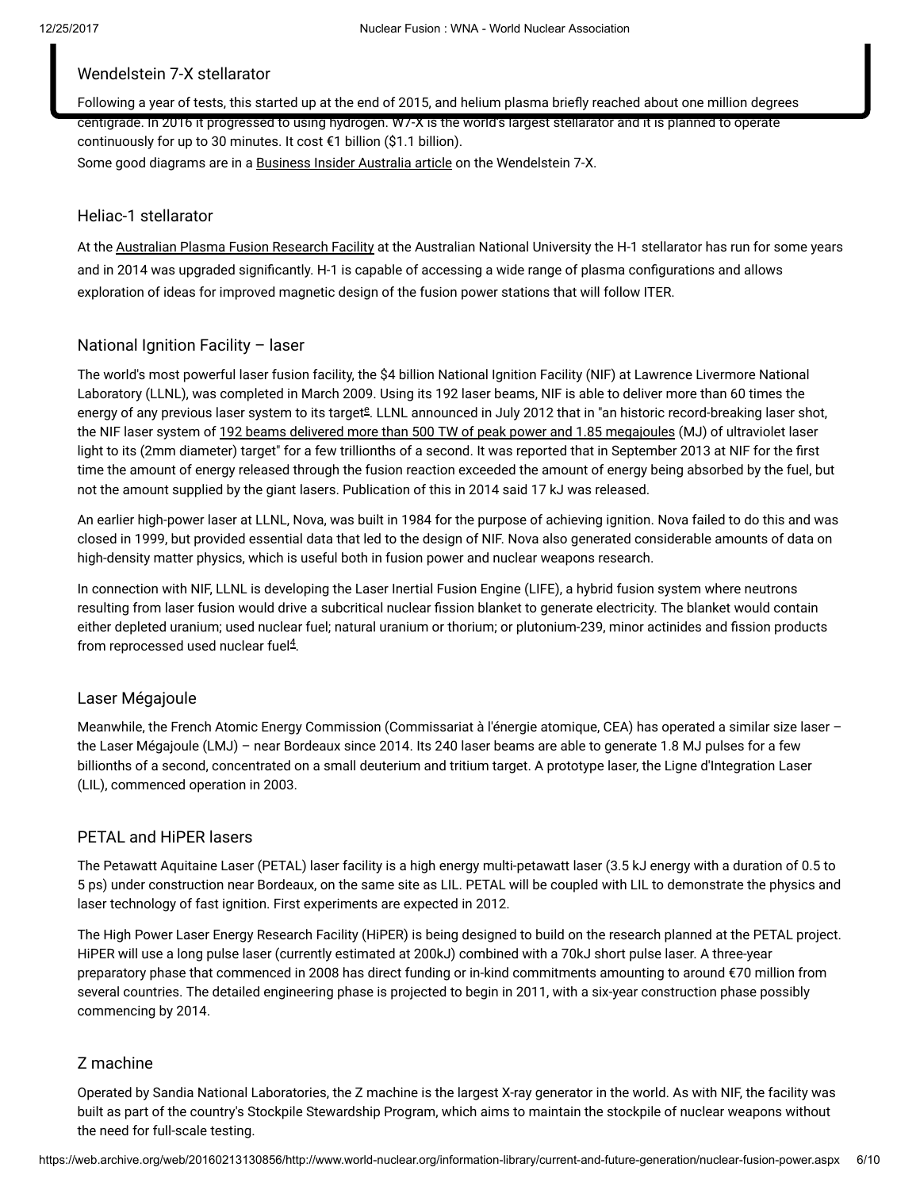### Wendelstein 7-X stellarator

Following a year of tests, this started up at the end of 2015, and helium plasma briefly reached about one million degrees centigrade. In 2016 it progressed to using hydrogen. W7-X is the world's largest stellarator and it is planned to operate continuously for up to 30 minutes. It cost €1 billion ($1.1 billion).

Some good diagrams are in a Business Insider Australia article on the Wendelstein 7-X.

### Heliac-1 stellarator

At the Australian Plasma Fusion Research Facility at the Australian National University the H-1 stellarator has run for some years and in 2014 was upgraded significantly. H-1 is capable of accessing a wide range of plasma configurations and allows exploration of ideas for improved magnetic design of the fusion power stations that will follow ITER.

### National Ignition Facility – laser

The world's most powerful laser fusion facility, the $4 billion National Ignition Facility (NIF) at Lawrence Livermore National Laboratory (LLNL), was completed in March 2009. Using its 192 laser beams, NIF is able to deliver more than 60 times the energy of any previous laser system to its target[e]. LLNL announced in July 2012 that in "an historic record-breaking laser shot, the NIF laser system of 192 beams delivered more than 500 TW of peak power and 1.85 megajoules (MJ) of ultraviolet laser light to its (2mm diameter) target" for a few trillionths of a second. It was reported that in September 2013 at NIF for the first time the amount of energy released through the fusion reaction exceeded the amount of energy being absorbed by the fuel, but not the amount supplied by the giant lasers. Publication of this in 2014 said 17 kJ was released.

An earlier high-power laser at LLNL, Nova, was built in 1984 for the purpose of achieving ignition. Nova failed to do this and was closed in 1999, but provided essential data that led to the design of NIF. Nova also generated considerable amounts of data on high-density matter physics, which is useful both in fusion power and nuclear weapons research.

In connection with NIF, LLNL is developing the Laser Inertial Fusion Engine (LIFE), a hybrid fusion system where neutrons resulting from laser fusion would drive a subcritical nuclear fission blanket to generate electricity. The blanket would contain either depleted uranium; used nuclear fuel; natural uranium or thorium; or plutonium-239, minor actinides and fission products from reprocessed used nuclear fuel[4].

### Laser Mégajoule

Meanwhile, the French Atomic Energy Commission (Commissariat à l'énergie atomique, CEA) has operated a similar size laser – the Laser Mégajoule (LMJ) – near Bordeaux since 2014. Its 240 laser beams are able to generate 1.8 MJ pulses for a few billionths of a second, concentrated on a small deuterium and tritium target. A prototype laser, the Ligne d'Integration Laser (LIL), commenced operation in 2003.

### PETAL and HiPER lasers

The Petawatt Aquitaine Laser (PETAL) laser facility is a high energy multi-petawatt laser (3.5 kJ energy with a duration of 0.5 to 5 ps) under construction near Bordeaux, on the same site as LIL. PETAL will be coupled with LIL to demonstrate the physics and laser technology of fast ignition. First experiments are expected in 2012.

The High Power Laser Energy Research Facility (HiPER) is being designed to build on the research planned at the PETAL project. HiPER will use a long pulse laser (currently estimated at 200kJ) combined with a 70kJ short pulse laser. A three-year preparatory phase that commenced in 2008 has direct funding or in-kind commitments amounting to around €70 million from several countries. The detailed engineering phase is projected to begin in 2011, with a six-year construction phase possibly commencing by 2014.

### Z machine

Operated by Sandia National Laboratories, the Z machine is the largest X-ray generator in the world. As with NIF, the facility was built as part of the country's Stockpile Stewardship Program, which aims to maintain the stockpile of nuclear weapons without the need for full-scale testing.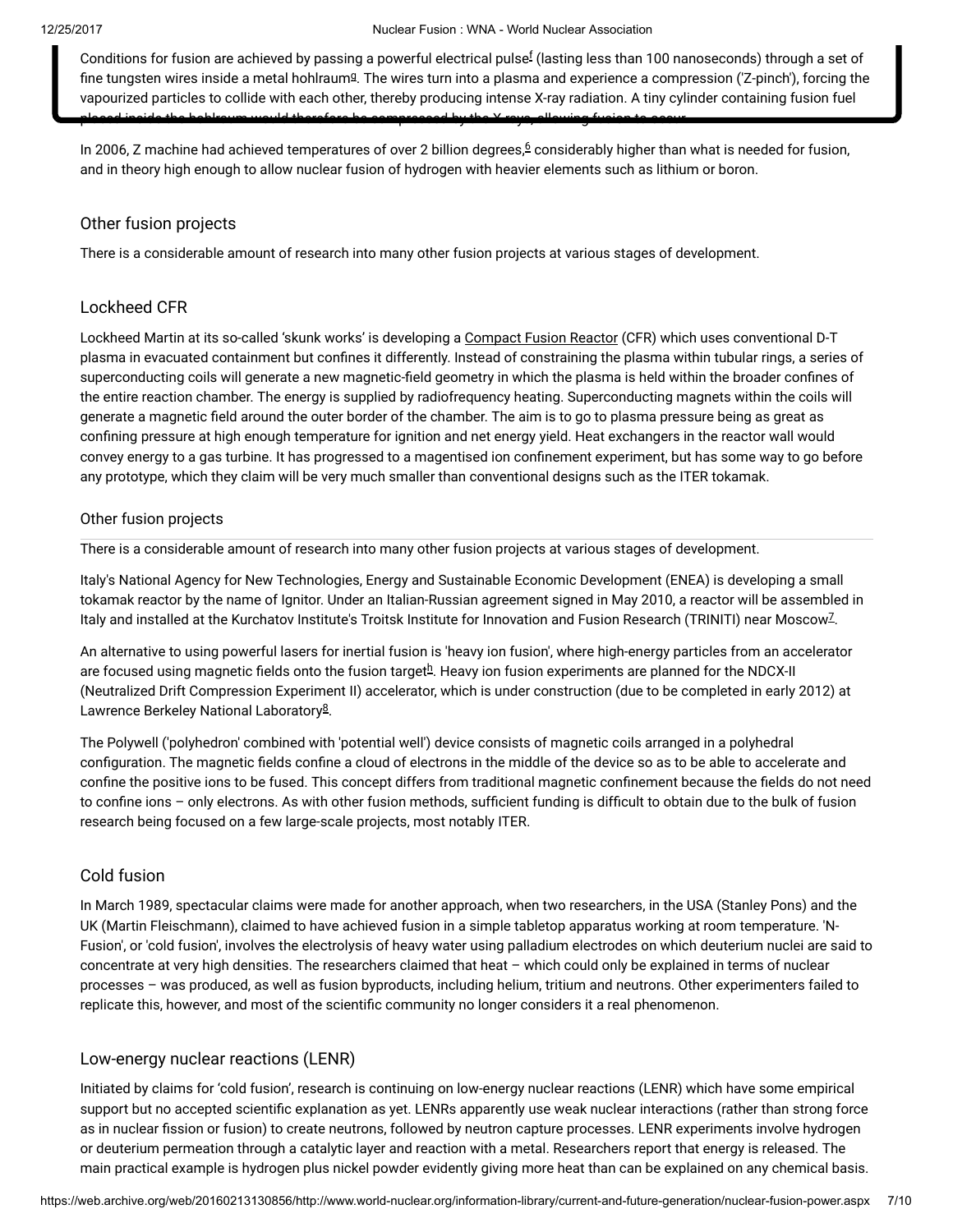Conditions for fusion are achieved by passing a powerful electrical pulse[f] (lasting less than 100 nanoseconds) through a set of fine tungsten wires inside a metal hohlraum[g]. The wires turn into a plasma and experience a compression ('Z-pinch'), forcing the vaporized particles to collide with each other, thereby producing intense X-ray radiation. A tiny cylinder containing fusion fuel placed inside the hohlraum would therefore be compressed by the X-rays, allowing fusion to occur.

In 2006, Z machine had achieved temperatures of over 2 billion degrees,[6] considerably higher than what is needed for fusion, and in theory high enough to allow nuclear fusion of hydrogen with heavier elements such as lithium or boron.

## Other fusion projects

There is a considerable amount of research into many other fusion projects at various stages of development.

## Lockheed CFR

Lockheed Martin at its so-called 'skunk works' is developing a Compact Fusion Reactor (CFR) which uses conventional D-T plasma in evacuated containment but confines it differently. Instead of constraining the plasma within tubular rings, a series of superconducting coils will generate a new magnetic-field geometry in which the plasma is held within the broader confines of the entire reaction chamber. The energy is supplied by radiofrequency heating. Superconducting magnets within the coils will generate a magnetic field around the outer border of the chamber. The aim is to go to plasma pressure being as great as confining pressure at high enough temperature for ignition and net energy yield. Heat exchangers in the reactor wall would convey energy to a gas turbine. It has progressed to a magentised ion confinement experiment, but has some way to go before any prototype, which they claim will be very much smaller than conventional designs such as the ITER tokamak.

### Other fusion projects

There is a considerable amount of research into many other fusion projects at various stages of development.

Italy's National Agency for New Technologies, Energy and Sustainable Economic Development (ENEA) is developing a small tokamak reactor by the name of Ignitor. Under an Italian-Russian agreement signed in May 2010, a reactor will be assembled in Italy and installed at the Kurchatov Institute's Troitsk Institute for Innovation and Fusion Research (TRINITI) near Moscow[7].

An alternative to using powerful lasers for inertial fusion is 'heavy ion fusion', where high-energy particles from an accelerator are focused using magnetic fields onto the fusion target[h]. Heavy ion fusion experiments are planned for the NDCX-II (Neutralized Drift Compression Experiment II) accelerator, which is under construction (due to be completed in early 2012) at Lawrence Berkeley National Laboratory[8].

The Polywell ('polyhedron' combined with 'potential well') device consists of magnetic coils arranged in a polyhedral configuration. The magnetic fields confine a cloud of electrons in the middle of the device so as to be able to accelerate and confine the positive ions to be fused. This concept differs from traditional magnetic confinement because the fields do not need to confine ions – only electrons. As with other fusion methods, sufficient funding is difficult to obtain due to the bulk of fusion research being focused on a few large-scale projects, most notably ITER.

## Cold fusion

In March 1989, spectacular claims were made for another approach, when two researchers, in the USA (Stanley Pons) and the UK (Martin Fleischmann), claimed to have achieved fusion in a simple tabletop apparatus working at room temperature. 'N-Fusion', or 'cold fusion', involves the electrolysis of heavy water using palladium electrodes on which deuterium nuclei are said to concentrate at very high densities. The researchers claimed that heat – which could only be explained in terms of nuclear processes – was produced, as well as fusion byproducts, including helium, tritium and neutrons. Other experimenters failed to replicate this, however, and most of the scientific community no longer considers it a real phenomenon.

## Low-energy nuclear reactions (LENR)

Initiated by claims for 'cold fusion', research is continuing on low-energy nuclear reactions (LENR) which have some empirical support but no accepted scientific explanation as yet. LENRs apparently use weak nuclear interactions (rather than strong force as in nuclear fission or fusion) to create neutrons, followed by neutron capture processes. LENR experiments involve hydrogen or deuterium permeation through a catalytic layer and reaction with a metal. Researchers report that energy is released. The main practical example is hydrogen plus nickel powder evidently giving more heat than can be explained on any chemical basis.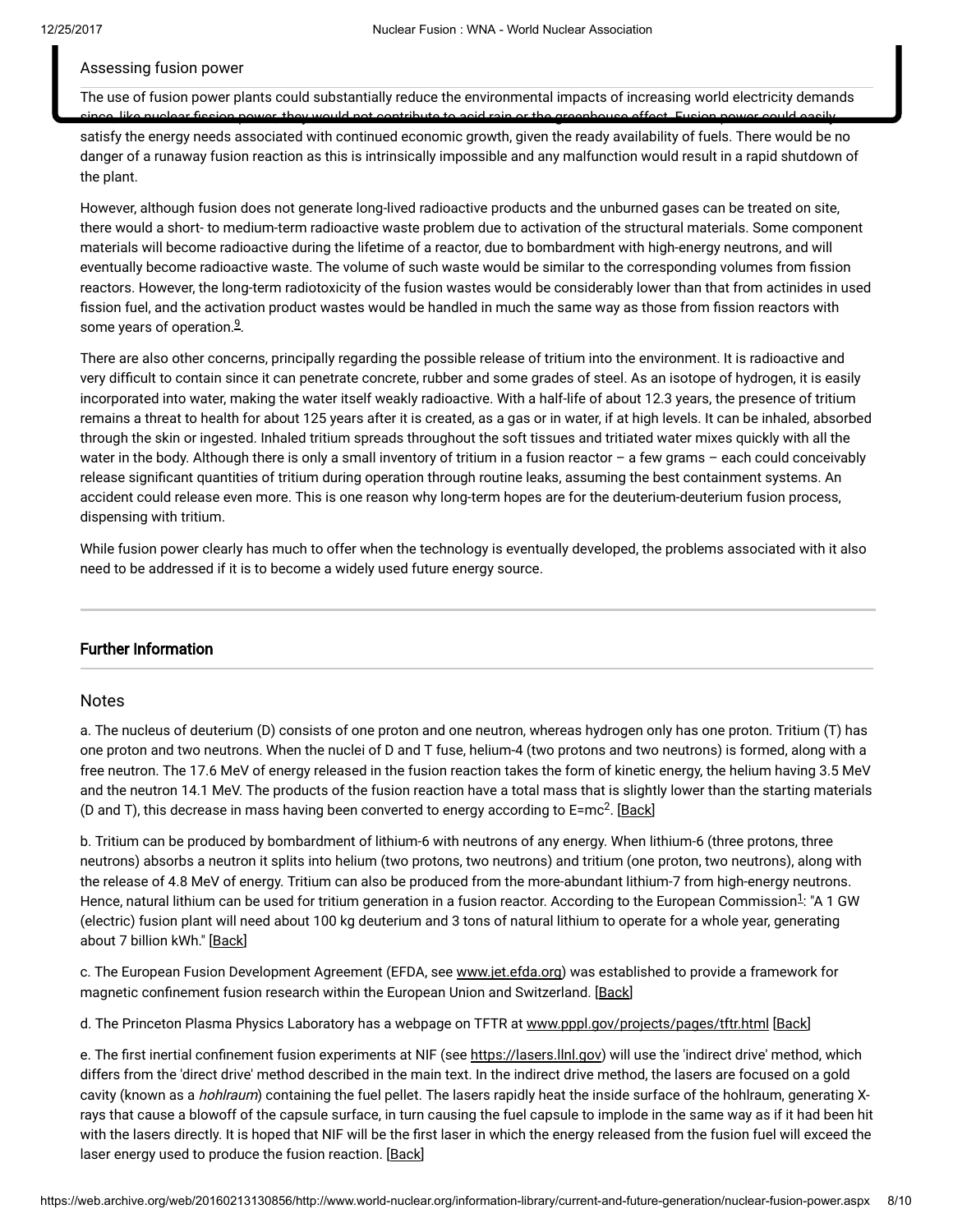Assessing fusion power

The use of fusion power plants could substantially reduce the environmental impacts of increasing world electricity demands since, like nuclear fission power, they would not contribute to acid rain or the greenhouse effect. Fusion power could easily satisfy the energy needs associated with continued economic growth, given the ready availability of fuels. There would be no danger of a runaway fusion reaction as this is intrinsically impossible and any malfunction would result in a rapid shutdown of the plant.

However, although fusion does not generate long-lived radioactive products and the unburned gases can be treated on site, there would a short- to medium-term radioactive waste problem due to activation of the structural materials. Some component materials will become radioactive during the lifetime of a reactor, due to bombardment with high-energy neutrons, and will eventually become radioactive waste. The volume of such waste would be similar to the corresponding volumes from fission reactors. However, the long-term radiotoxicity of the fusion wastes would be considerably lower than that from actinides in used fission fuel, and the activation product wastes would be handled in much the same way as those from fission reactors with some years of operation.[9].

There are also other concerns, principally regarding the possible release of tritium into the environment. It is radioactive and very difficult to contain since it can penetrate concrete, rubber and some grades of steel. As an isotope of hydrogen, it is easily incorporated into water, making the water itself weakly radioactive. With a half-life of about 12.3 years, the presence of tritium remains a threat to health for about 125 years after it is created, as a gas or in water, if at high levels. It can be inhaled, absorbed through the skin or ingested. Inhaled tritium spreads throughout the soft tissues and tritiated water mixes quickly with all the water in the body. Although there is only a small inventory of tritium in a fusion reactor – a few grams – each could conceivably release significant quantities of tritium during operation through routine leaks, assuming the best containment systems. An accident could release even more. This is one reason why long-term hopes are for the deuterium-deuterium fusion process, dispensing with tritium.

While fusion power clearly has much to offer when the technology is eventually developed, the problems associated with it also need to be addressed if it is to become a widely used future energy source.

## Further Information

### Notes

a. The nucleus of deuterium (D) consists of one proton and one neutron, whereas hydrogen only has one proton. Tritium (T) has one proton and two neutrons. When the nuclei of D and T fuse, helium-4 (two protons and two neutrons) is formed, along with a free neutron. The 17.6 MeV of energy released in the fusion reaction takes the form of kinetic energy, the helium having 3.5 MeV and the neutron 14.1 MeV. The products of the fusion reaction have a total mass that is slightly lower than the starting materials (D and T), this decrease in mass having been converted to energy according to $E=mc^2$. [Back]

b. Tritium can be produced by bombardment of lithium-6 with neutrons of any energy. When lithium-6 (three protons, three neutrons) absorbs a neutron it splits into helium (two protons, two neutrons) and tritium (one proton, two neutrons), along with the release of 4.8 MeV of energy. Tritium can also be produced from the more-abundant lithium-7 from high-energy neutrons. Hence, natural lithium can be used for tritium generation in a fusion reactor. According to the European Commission[1]: "A 1 GW (electric) fusion plant will need about 100 kg deuterium and 3 tons of natural lithium to operate for a whole year, generating about 7 billion kWh." [Back]

c. The European Fusion Development Agreement (EFDA, see www.jet.efda.org) was established to provide a framework for magnetic confinement fusion research within the European Union and Switzerland. [Back]

d. The Princeton Plasma Physics Laboratory has a webpage on TFTR at www.pppl.gov/projects/pages/tftr.html [Back]

e. The first inertial confinement fusion experiments at NIF (see https://lasers.llnl.gov) will use the 'indirect drive' method, which differs from the 'direct drive' method described in the main text. In the indirect drive method, the lasers are focused on a gold cavity (known as a *hohlraum*) containing the fuel pellet. The lasers rapidly heat the inside surface of the hohlraum, generating X-rays that cause a blowoff of the capsule surface, in turn causing the fuel capsule to implode in the same way as if it had been hit with the lasers directly. It is hoped that NIF will be the first laser in which the energy released from the fusion fuel will exceed the laser energy used to produce the fusion reaction. [Back]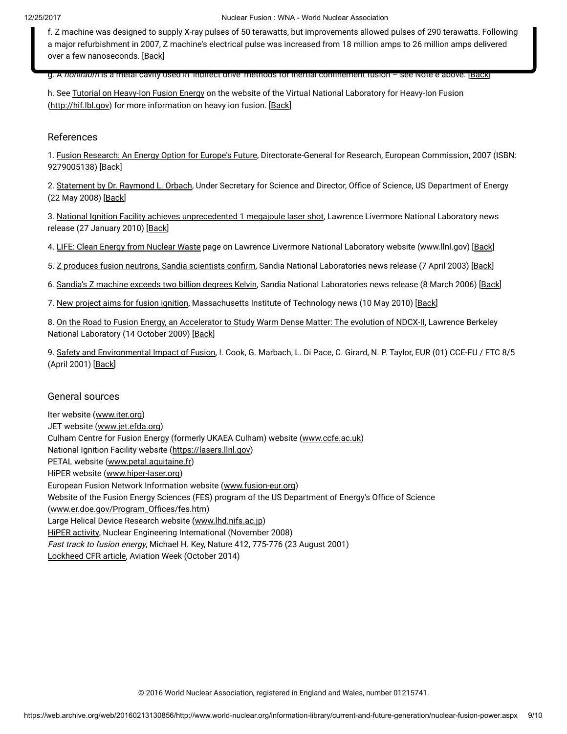f. Z machine was designed to supply X-ray pulses of 50 terawatts, but improvements allowed pulses of 290 terawatts. Following a major refurbishment in 2007, Z machine's electrical pulse was increased from 18 million amps to 26 million amps delivered over a few nanoseconds. [Back]

g. A *hohlraum* is a metal cavity used in 'indirect drive' methods for inertial confinement fusion – see Note e above. [Back]

h. See Tutorial on Heavy-Ion Fusion Energy on the website of the Virtual National Laboratory for Heavy-Ion Fusion (http://hif.lbl.gov) for more information on heavy ion fusion. [Back]

## References

1. Fusion Research: An Energy Option for Europe's Future, Directorate-General for Research, European Commission, 2007 (ISBN: 9279005138) [Back]

2. Statement by Dr. Raymond L. Orbach, Under Secretary for Science and Director, Office of Science, US Department of Energy (22 May 2008) [Back]

3. National Ignition Facility achieves unprecedented 1 megajoule laser shot, Lawrence Livermore National Laboratory news release (27 January 2010) [Back]

4. LIFE: Clean Energy from Nuclear Waste page on Lawrence Livermore National Laboratory website (www.llnl.gov) [Back]

5. Z produces fusion neutrons, Sandia scientists confirm, Sandia National Laboratories news release (7 April 2003) [Back]

6. Sandia's Z machine exceeds two billion degrees Kelvin, Sandia National Laboratories news release (8 March 2006) [Back]

7. New project aims for fusion ignition, Massachusetts Institute of Technology news (10 May 2010) [Back]

8. On the Road to Fusion Energy, an Accelerator to Study Warm Dense Matter: The evolution of NDCX-II, Lawrence Berkeley National Laboratory (14 October 2009) [Back]

9. Safety and Environmental Impact of Fusion, I. Cook, G. Marbach, L. Di Pace, C. Girard, N. P. Taylor, EUR (01) CCE-FU / FTC 8/5 (April 2001) [Back]

## General sources

Iter website (www.iter.org)
JET website (www.jet.efda.org)
Culham Centre for Fusion Energy (formerly UKAEA Culham) website (www.ccfe.ac.uk)
National Ignition Facility website (https://lasers.llnl.gov)
PETAL website (www.petal.aquitaine.fr)
HiPER website (www.hiper-laser.org)
European Fusion Network Information website (www.fusion-eur.org)
Website of the Fusion Energy Sciences (FES) program of the US Department of Energy's Office of Science (www.er.doe.gov/Program_Offices/fes.htm)
Large Helical Device Research website (www.lhd.nifs.ac.jp)
HiPER activity, Nuclear Engineering International (November 2008)
*Fast track to fusion energy*, Michael H. Key, Nature 412, 775-776 (23 August 2001)
Lockheed CFR article, Aviation Week (October 2014)

© 2016 World Nuclear Association, registered in England and Wales, number 01215741.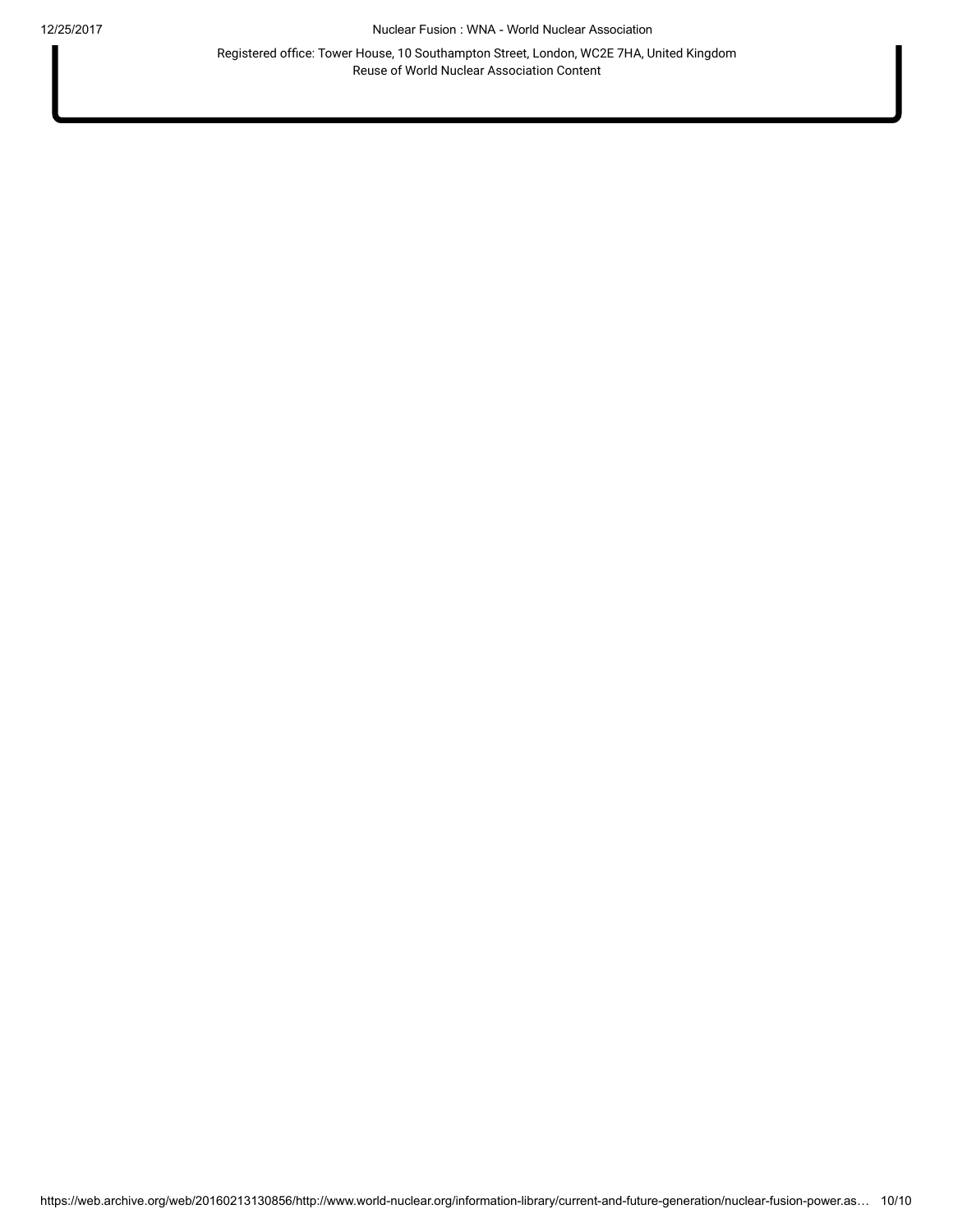Registered office: Tower House, 10 Southampton Street, London, WC2E 7HA, United Kingdom
Reuse of World Nuclear Association Content